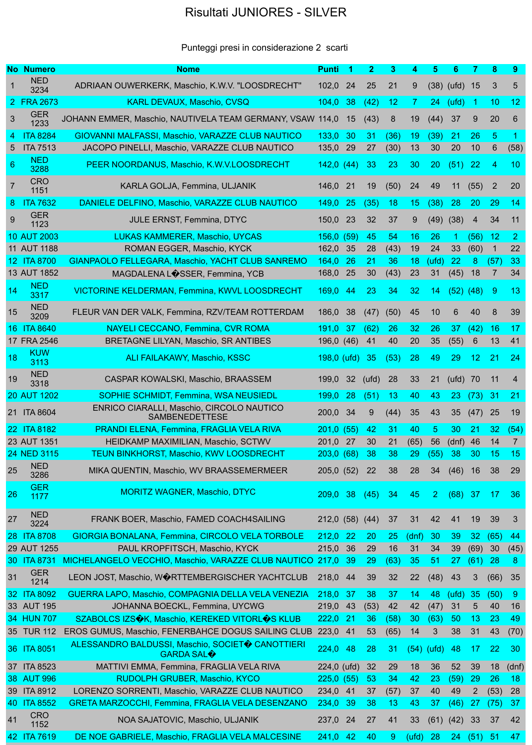# Risultati JUNIORES - SILVER

Punteggi presi in considerazione 2 scarti

| No | Numero | Nome | Punti | 1 | 2 | 3 | 4 | 5 | 6 | 7 | 8 | 9 |
|---|---|---|---|---|---|---|---|---|---|---|---|---|
| 1 | NED 3234 | ADRIAAN OUWERKERK, Maschio, K.W.V. "LOOSDRECHT" | 102,0 | 24 | 25 | 21 | 9 | (38) | (ufd) | 15 | 3 | 5 |
| 2 | FRA 2673 | KARL DEVAUX, Maschio, CVSQ | 104,0 | 38 | (42) | 12 | 7 | 24 | (ufd) | 1 | 10 | 12 |
| 3 | GER 1233 | JOHANN EMMER, Maschio, NAUTIVELA TEAM GERMANY, VSAW | 114,0 | 15 | (43) | 8 | 19 | (44) | 37 | 9 | 20 | 6 |
| 4 | ITA 8284 | GIOVANNI MALFASSI, Maschio, VARAZZE CLUB NAUTICO | 133,0 | 30 | 31 | (36) | 19 | (39) | 21 | 26 | 5 | 1 |
| 5 | ITA 7513 | JACOPO PINELLI, Maschio, VARAZZE CLUB NAUTICO | 135,0 | 29 | 27 | (30) | 13 | 30 | 20 | 10 | 6 | (58) |
| 6 | NED 3288 | PEER NOORDANUS, Maschio, K.W.V.LOOSDRECHT | 142,0 | (44) | 33 | 23 | 30 | 20 | (51) | 22 | 4 | 10 |
| 7 | CRO 1151 | KARLA GOLJA, Femmina, ULJANIK | 146,0 | 21 | 19 | (50) | 24 | 49 | 11 | (55) | 2 | 20 |
| 8 | ITA 7632 | DANIELE DELFINO, Maschio, VARAZZE CLUB NAUTICO | 149,0 | 25 | (35) | 18 | 15 | (38) | 28 | 20 | 29 | 14 |
| 9 | GER 1123 | JULE ERNST, Femmina, DTYC | 150,0 | 23 | 32 | 37 | 9 | (49) | (38) | 4 | 34 | 11 |
| 10 | AUT 2003 | LUKAS KAMMERER, Maschio, UYCAS | 156,0 | (59) | 45 | 54 | 16 | 26 | 1 | (56) | 12 | 2 |
| 11 | AUT 1188 | ROMAN EGGER, Maschio, KYCK | 162,0 | 35 | 28 | (43) | 19 | 24 | 33 | (60) | 1 | 22 |
| 12 | ITA 8700 | GIANPAOLO FELLEGARA, Maschio, YACHT CLUB SANREMO | 164,0 | 26 | 21 | 36 | 18 | (ufd) | 22 | 8 | (57) | 33 |
| 13 | AUT 1852 | MAGDALENA L�SSER, Femmina, YCB | 168,0 | 25 | 30 | (43) | 23 | 31 | (45) | 18 | 7 | 34 |
| 14 | NED 3317 | VICTORINE KELDERMAN, Femmina, KWVL LOOSDRECHT | 169,0 | 44 | 23 | 34 | 32 | 14 | (52) | (48) | 9 | 13 |
| 15 | NED 3209 | FLEUR VAN DER VALK, Femmina, RZV/TEAM ROTTERDAM | 186,0 | 38 | (47) | (50) | 45 | 10 | 6 | 40 | 8 | 39 |
| 16 | ITA 8640 | NAYELI CECCANO, Femmina, CVR ROMA | 191,0 | 37 | (62) | 26 | 32 | 26 | 37 | (42) | 16 | 17 |
| 17 | FRA 2546 | BRETAGNE LILYAN, Maschio, SR ANTIBES | 196,0 | (46) | 41 | 40 | 20 | 35 | (55) | 6 | 13 | 41 |
| 18 | KUW 3113 | ALI FAILAKAWY, Maschio, KSSC | 198,0 | (ufd) | 35 | (53) | 28 | 49 | 29 | 12 | 21 | 24 |
| 19 | NED 3318 | CASPAR KOWALSKI, Maschio, BRAASSEM | 199,0 | 32 | (ufd) | 28 | 33 | 21 | (ufd) | 70 | 11 | 4 |
| 20 | AUT 1202 | SOPHIE SCHMIDT, Femmina, WSA NEUSIEDL | 199,0 | 28 | (51) | 13 | 40 | 43 | 23 | (73) | 31 | 21 |
| 21 | ITA 8604 | ENRICO CIARALLI, Maschio, CIRCOLO NAUTICO SAMBENEDETTESE | 200,0 | 34 | 9 | (44) | 35 | 43 | 35 | (47) | 25 | 19 |
| 22 | ITA 8182 | PRANDI ELENA, Femmina, FRAGLIA VELA RIVA | 201,0 | (55) | 42 | 31 | 40 | 5 | 30 | 21 | 32 | (54) |
| 23 | AUT 1351 | HEIDKAMP MAXIMILIAN, Maschio, SCTWV | 201,0 | 27 | 30 | 21 | (65) | 56 | (dnf) | 46 | 14 | 7 |
| 24 | NED 3115 | TEUN BINKHORST, Maschio, KWV LOOSDRECHT | 203,0 | (68) | 38 | 38 | 29 | (55) | 38 | 30 | 15 | 15 |
| 25 | NED 3286 | MIKA QUENTIN, Maschio, WV BRAASSEMERMEER | 205,0 | (52) | 22 | 38 | 28 | 34 | (46) | 16 | 38 | 29 |
| 26 | GER 1177 | MORITZ WAGNER, Maschio, DTYC | 209,0 | 38 | (45) | 34 | 45 | 2 | (68) | 37 | 17 | 36 |
| 27 | NED 3224 | FRANK BOER, Maschio, FAMED COACH4SAILING | 212,0 | (58) | (44) | 37 | 31 | 42 | 41 | 19 | 39 | 3 |
| 28 | ITA 8708 | GIORGIA BONALANA, Femmina, CIRCOLO VELA TORBOLE | 212,0 | 22 | 20 | 25 | (dnf) | 30 | 39 | 32 | (65) | 44 |
| 29 | AUT 1255 | PAUL KROPFITSCH, Maschio, KYCK | 215,0 | 36 | 29 | 16 | 31 | 34 | 39 | (69) | 30 | (45) |
| 30 | ITA 8731 | MICHELANGELO VECCHIO, Maschio, VARAZZE CLUB NAUTICO | 217,0 | 39 | 29 | (63) | 35 | 51 | 27 | (61) | 28 | 8 |
| 31 | GER 1214 | LEON JOST, Maschio, W�RTTEMBERGISCHER YACHTCLUB | 218,0 | 44 | 39 | 32 | 22 | (48) | 43 | 3 | (66) | 35 |
| 32 | ITA 8092 | GUERRA LAPO, Maschio, COMPAGNIA DELLA VELA VENEZIA | 218,0 | 37 | 38 | 37 | 14 | 48 | (ufd) | 35 | (50) | 9 |
| 33 | AUT 195 | JOHANNA BOECKL, Femmina, UYCWG | 219,0 | 43 | (53) | 42 | 42 | (47) | 31 | 5 | 40 | 16 |
| 34 | HUN 707 | SZABOLCS IZS�K, Maschio, KEREKED VITORL�S KLUB | 222,0 | 21 | 36 | (58) | 30 | (63) | 50 | 13 | 23 | 49 |
| 35 | TUR 112 | EROS GUMUS, Maschio, FENERBAHCE DOGUS SAILING CLUB | 223,0 | 41 | 53 | (65) | 14 | 3 | 38 | 31 | 43 | (70) |
| 36 | ITA 8051 | ALESSANDRO BALDUSSI, Maschio, SOCIET� CANOTTIERI GARDA SAL� | 224,0 | 48 | 28 | 31 | (54) | (ufd) | 48 | 17 | 22 | 30 |
| 37 | ITA 8523 | MATTIVI EMMA, Femmina, FRAGLIA VELA RIVA | 224,0 | (ufd) | 32 | 29 | 18 | 36 | 52 | 39 | 18 | (dnf) |
| 38 | AUT 996 | RUDOLPH GRUBER, Maschio, KYCO | 225,0 | (55) | 53 | 34 | 42 | 23 | (59) | 29 | 26 | 18 |
| 39 | ITA 8912 | LORENZO SORRENTI, Maschio, VARAZZE CLUB NAUTICO | 234,0 | 41 | 37 | (57) | 37 | 40 | 49 | 2 | (53) | 28 |
| 40 | ITA 8552 | GRETA MARZOCCHI, Femmina, FRAGLIA VELA DESENZANO | 234,0 | 39 | 38 | 13 | 43 | 37 | (46) | 27 | (75) | 37 |
| 41 | CRO 1152 | NOA SAJATOVIC, Maschio, ULJANIK | 237,0 | 24 | 27 | 41 | 33 | (61) | (42) | 33 | 37 | 42 |
| 42 | ITA 7619 | DE NOE GABRIELE, Maschio, FRAGLIA VELA MALCESINE | 241,0 | 42 | 40 | 9 | (ufd) | 28 | 24 | (51) | 51 | 47 |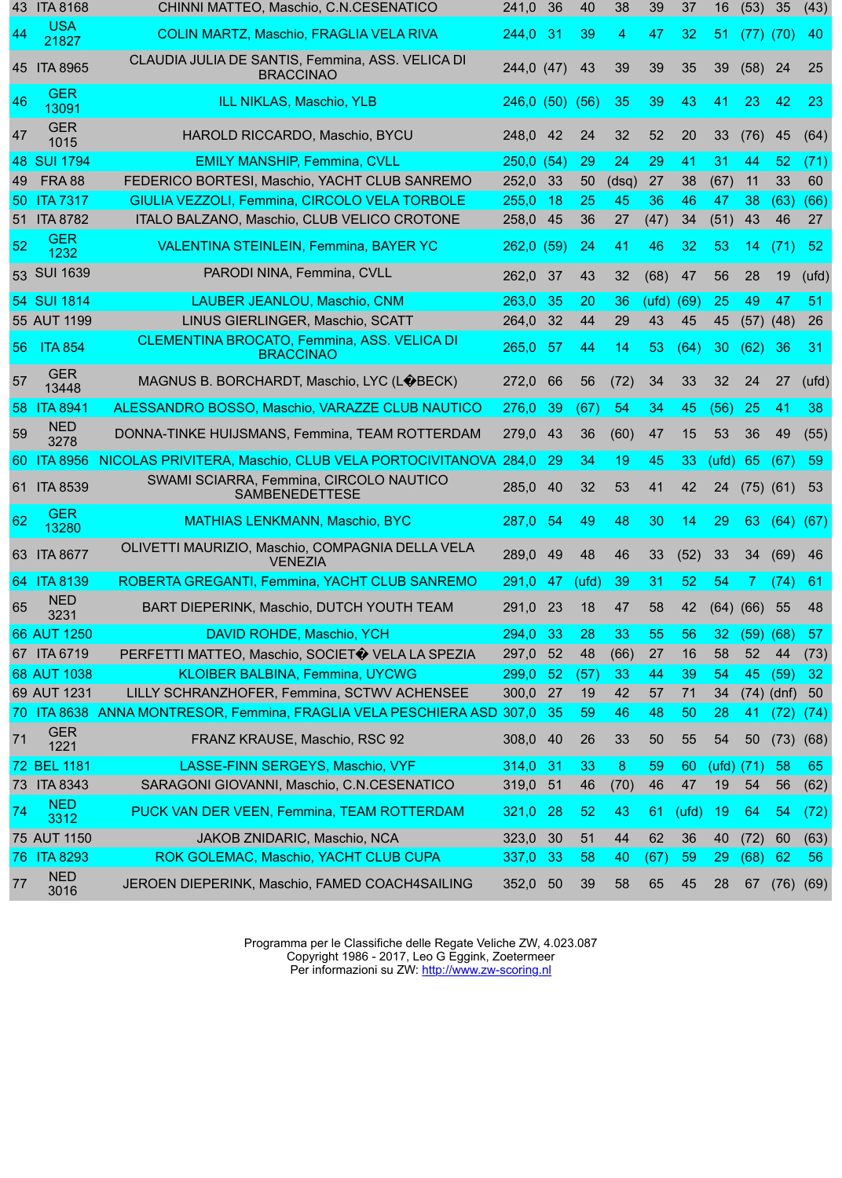| | | | | | | | | | | | | |
|---|---|---|---|---|---|---|---|---|---|---|---|---|
| 43 | ITA 8168 | CHINNI MATTEO, Maschio, C.N.CESENATICO | 241,0 | 36 | 40 | 38 | 39 | 37 | 16 | (53) | 35 | (43) |
| 44 | USA 21827 | COLIN MARTZ, Maschio, FRAGLIA VELA RIVA | 244,0 | 31 | 39 | 4 | 47 | 32 | 51 | (77) | (70) | 40 |
| 45 | ITA 8965 | CLAUDIA JULIA DE SANTIS, Femmina, ASS. VELICA DI BRACCINAO | 244,0 | (47) | 43 | 39 | 39 | 35 | 39 | (58) | 24 | 25 |
| 46 | GER 13091 | ILL NIKLAS, Maschio, YLB | 246,0 | (50) | (56) | 35 | 39 | 43 | 41 | 23 | 42 | 23 |
| 47 | GER 1015 | HAROLD RICCARDO, Maschio, BYCU | 248,0 | 42 | 24 | 32 | 52 | 20 | 33 | (76) | 45 | (64) |
| 48 | SUI 1794 | EMILY MANSHIP, Femmina, CVLL | 250,0 | (54) | 29 | 24 | 29 | 41 | 31 | 44 | 52 | (71) |
| 49 | FRA 88 | FEDERICO BORTESI, Maschio, YACHT CLUB SANREMO | 252,0 | 33 | 50 | (dsq) | 27 | 38 | (67) | 11 | 33 | 60 |
| 50 | ITA 7317 | GIULIA VEZZOLI, Femmina, CIRCOLO VELA TORBOLE | 255,0 | 18 | 25 | 45 | 36 | 46 | 47 | 38 | (63) | (66) |
| 51 | ITA 8782 | ITALO BALZANO, Maschio, CLUB VELICO CROTONE | 258,0 | 45 | 36 | 27 | (47) | 34 | (51) | 43 | 46 | 27 |
| 52 | GER 1232 | VALENTINA STEINLEIN, Femmina, BAYER YC | 262,0 | (59) | 24 | 41 | 46 | 32 | 53 | 14 | (71) | 52 |
| 53 | SUI 1639 | PARODI NINA, Femmina, CVLL | 262,0 | 37 | 43 | 32 | (68) | 47 | 56 | 28 | 19 | (ufd) |
| 54 | SUI 1814 | LAUBER JEANLOU, Maschio, CNM | 263,0 | 35 | 20 | 36 | (ufd) | (69) | 25 | 49 | 47 | 51 |
| 55 | AUT 1199 | LINUS GIERLINGER, Maschio, SCATT | 264,0 | 32 | 44 | 29 | 43 | 45 | 45 | (57) | (48) | 26 |
| 56 | ITA 854 | CLEMENTINA BROCATO, Femmina, ASS. VELICA DI BRACCINAO | 265,0 | 57 | 44 | 14 | 53 | (64) | 30 | (62) | 36 | 31 |
| 57 | GER 13448 | MAGNUS B. BORCHARDT, Maschio, LYC (L�BECK) | 272,0 | 66 | 56 | (72) | 34 | 33 | 32 | 24 | 27 | (ufd) |
| 58 | ITA 8941 | ALESSANDRO BOSSO, Maschio, VARAZZE CLUB NAUTICO | 276,0 | 39 | (67) | 54 | 34 | 45 | (56) | 25 | 41 | 38 |
| 59 | NED 3278 | DONNA-TINKE HUIJSMANS, Femmina, TEAM ROTTERDAM | 279,0 | 43 | 36 | (60) | 47 | 15 | 53 | 36 | 49 | (55) |
| 60 | ITA 8956 | NICOLAS PRIVITERA, Maschio, CLUB VELA PORTOCIVITANOVA | 284,0 | 29 | 34 | 19 | 45 | 33 | (ufd) | 65 | (67) | 59 |
| 61 | ITA 8539 | SWAMI SCIARRA, Femmina, CIRCOLO NAUTICO SAMBENEDETTESE | 285,0 | 40 | 32 | 53 | 41 | 42 | 24 | (75) | (61) | 53 |
| 62 | GER 13280 | MATHIAS LENKMANN, Maschio, BYC | 287,0 | 54 | 49 | 48 | 30 | 14 | 29 | 63 | (64) | (67) |
| 63 | ITA 8677 | OLIVETTI MAURIZIO, Maschio, COMPAGNIA DELLA VELA VENEZIA | 289,0 | 49 | 48 | 46 | 33 | (52) | 33 | 34 | (69) | 46 |
| 64 | ITA 8139 | ROBERTA GREGANTI, Femmina, YACHT CLUB SANREMO | 291,0 | 47 | (ufd) | 39 | 31 | 52 | 54 | 7 | (74) | 61 |
| 65 | NED 3231 | BART DIEPERINK, Maschio, DUTCH YOUTH TEAM | 291,0 | 23 | 18 | 47 | 58 | 42 | (64) | (66) | 55 | 48 |
| 66 | AUT 1250 | DAVID ROHDE, Maschio, YCH | 294,0 | 33 | 28 | 33 | 55 | 56 | 32 | (59) | (68) | 57 |
| 67 | ITA 6719 | PERFETTI MATTEO, Maschio, SOCIET� VELA LA SPEZIA | 297,0 | 52 | 48 | (66) | 27 | 16 | 58 | 52 | 44 | (73) |
| 68 | AUT 1038 | KLOIBER BALBINA, Femmina, UYCWG | 299,0 | 52 | (57) | 33 | 44 | 39 | 54 | 45 | (59) | 32 |
| 69 | AUT 1231 | LILLY SCHRANZHOFER, Femmina, SCTWV ACHENSEE | 300,0 | 27 | 19 | 42 | 57 | 71 | 34 | (74) | (dnf) | 50 |
| 70 | ITA 8638 | ANNA MONTRESOR, Femmina, FRAGLIA VELA PESCHIERA ASD | 307,0 | 35 | 59 | 46 | 48 | 50 | 28 | 41 | (72) | (74) |
| 71 | GER 1221 | FRANZ KRAUSE, Maschio, RSC 92 | 308,0 | 40 | 26 | 33 | 50 | 55 | 54 | 50 | (73) | (68) |
| 72 | BEL 1181 | LASSE-FINN SERGEYS, Maschio, VYF | 314,0 | 31 | 33 | 8 | 59 | 60 | (ufd) | (71) | 58 | 65 |
| 73 | ITA 8343 | SARAGONI GIOVANNI, Maschio, C.N.CESENATICO | 319,0 | 51 | 46 | (70) | 46 | 47 | 19 | 54 | 56 | (62) |
| 74 | NED 3312 | PUCK VAN DER VEEN, Femmina, TEAM ROTTERDAM | 321,0 | 28 | 52 | 43 | 61 | (ufd) | 19 | 64 | 54 | (72) |
| 75 | AUT 1150 | JAKOB ZNIDARIC, Maschio, NCA | 323,0 | 30 | 51 | 44 | 62 | 36 | 40 | (72) | 60 | (63) |
| 76 | ITA 8293 | ROK GOLEMAC, Maschio, YACHT CLUB CUPA | 337,0 | 33 | 58 | 40 | (67) | 59 | 29 | (68) | 62 | 56 |
| 77 | NED 3016 | JEROEN DIEPERINK, Maschio, FAMED COACH4SAILING | 352,0 | 50 | 39 | 58 | 65 | 45 | 28 | 67 | (76) | (69) |

Programma per le Classifiche delle Regate Veliche ZW, 4.023.087
Copyright 1986 - 2017, Leo G Eggink, Zoetermeer
Per informazioni su ZW: http://www.zw-scoring.nl